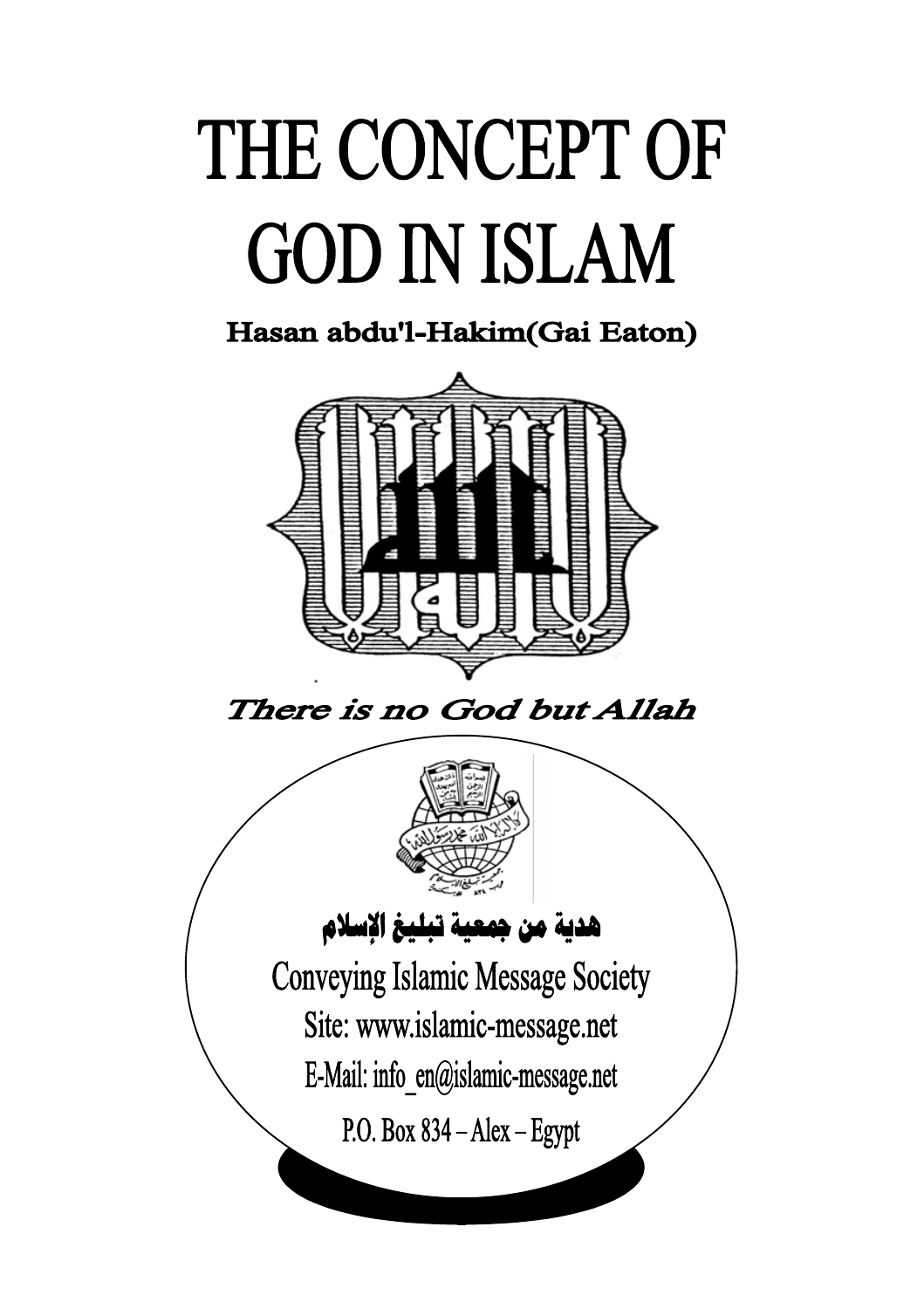# THE CONCEPT OF GOD IN ISLAM

**Hasan abdu'l-Hakim(Gai Eaton)**

***There is no God but Allah***

**هدية من جمعية تبليغ الإسلام**

Conveying Islamic Message Society

Site: www.islamic-message.net

E-Mail: info_en@islamic-message.net

P.O. Box 834 – Alex – Egypt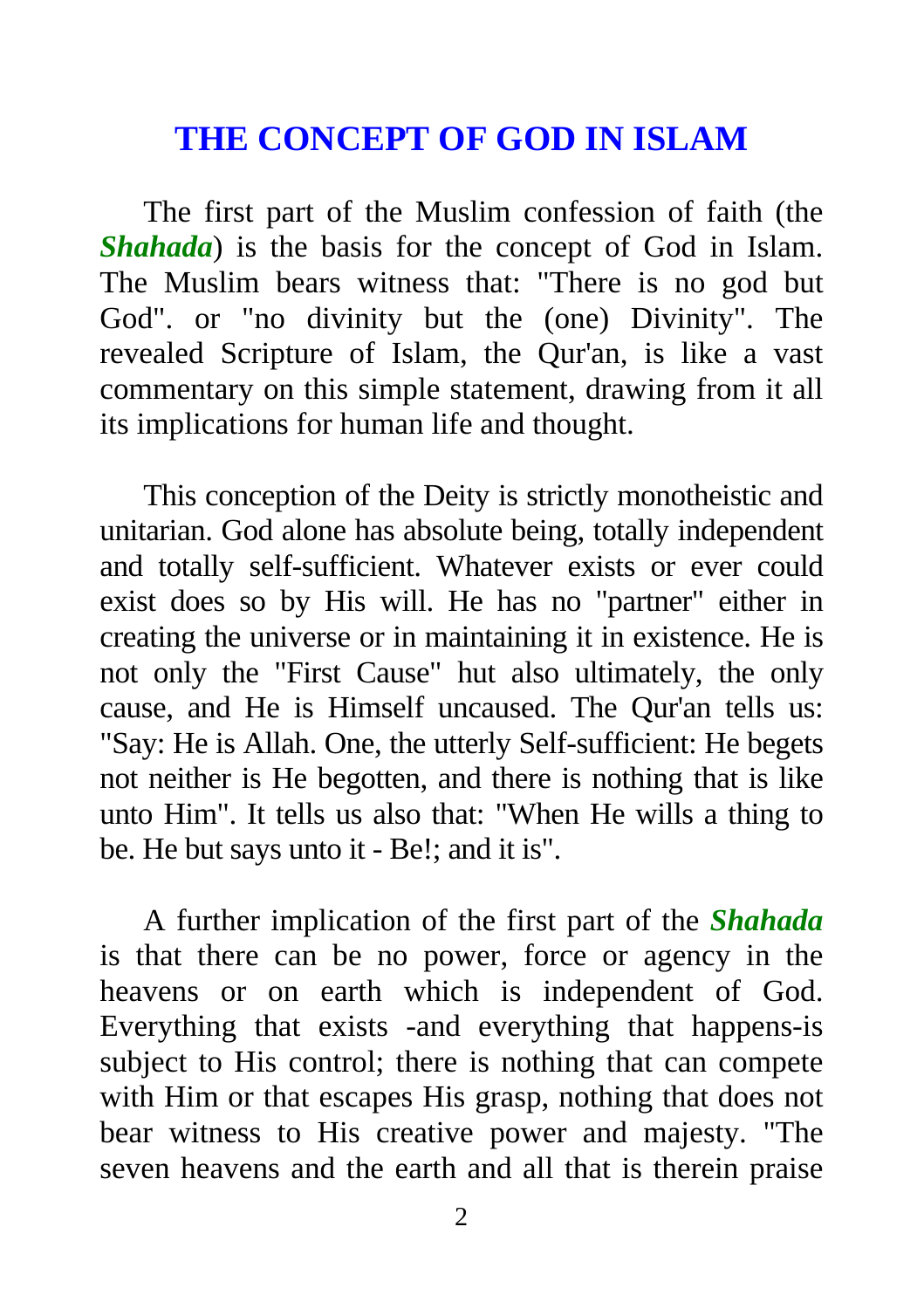# THE CONCEPT OF GOD IN ISLAM

The first part of the Muslim confession of faith (the ***Shahada***) is the basis for the concept of God in Islam. The Muslim bears witness that: "There is no god but God". or "no divinity but the (one) Divinity". The revealed Scripture of Islam, the Qur'an, is like a vast commentary on this simple statement, drawing from it all its implications for human life and thought.

This conception of the Deity is strictly monotheistic and unitarian. God alone has absolute being, totally independent and totally self-sufficient. Whatever exists or ever could exist does so by His will. He has no "partner" either in creating the universe or in maintaining it in existence. He is not only the "First Cause" hut also ultimately, the only cause, and He is Himself uncaused. The Qur'an tells us: "Say: He is Allah. One, the utterly Self-sufficient: He begets not neither is He begotten, and there is nothing that is like unto Him". It tells us also that: "When He wills a thing to be. He but says unto it - Be!; and it is".

A further implication of the first part of the ***Shahada*** is that there can be no power, force or agency in the heavens or on earth which is independent of God. Everything that exists -and everything that happens-is subject to His control; there is nothing that can compete with Him or that escapes His grasp, nothing that does not bear witness to His creative power and majesty. "The seven heavens and the earth and all that is therein praise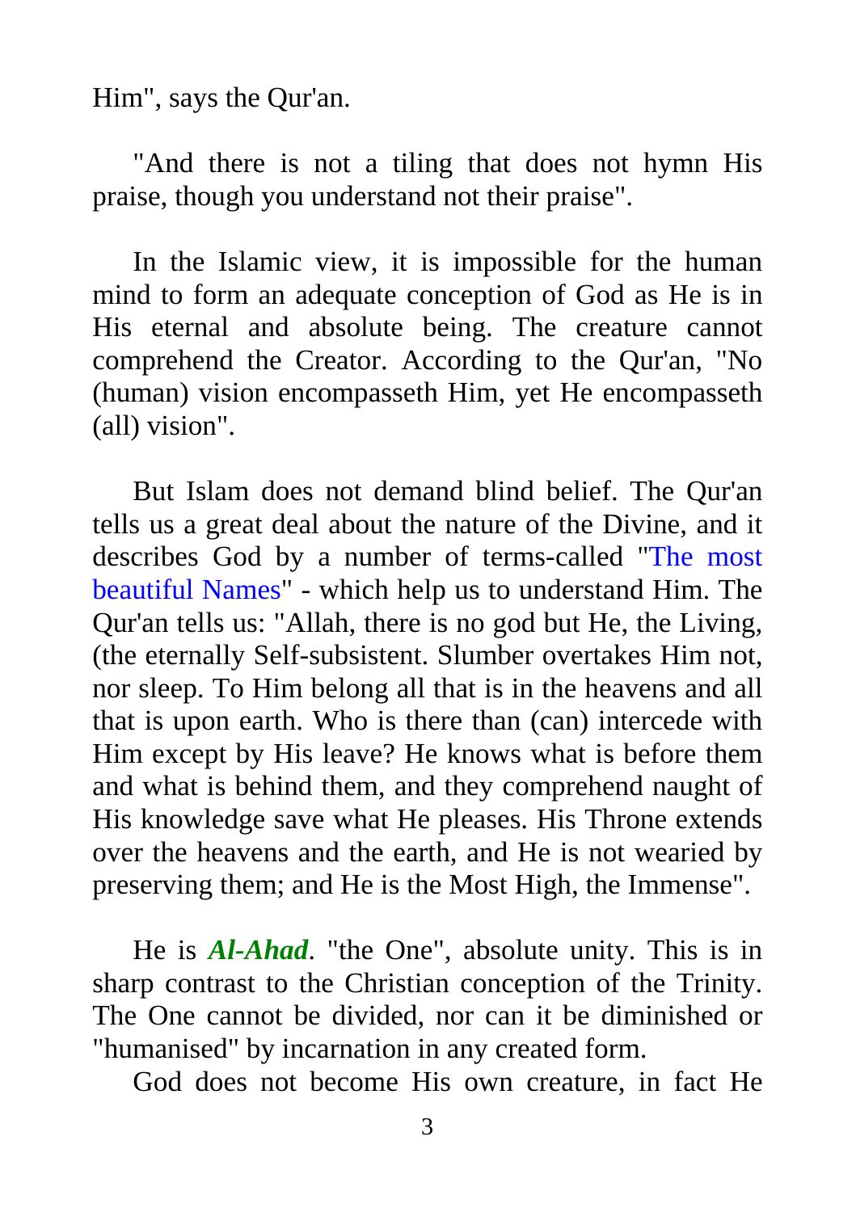Him", says the Qur'an.

"And there is not a tiling that does not hymn His praise, though you understand not their praise".

In the Islamic view, it is impossible for the human mind to form an adequate conception of God as He is in His eternal and absolute being. The creature cannot comprehend the Creator. According to the Qur'an, "No (human) vision encompasseth Him, yet He encompasseth (all) vision".

But Islam does not demand blind belief. The Qur'an tells us a great deal about the nature of the Divine, and it describes God by a number of terms-called "The most beautiful Names" - which help us to understand Him. The Qur'an tells us: "Allah, there is no god but He, the Living, (the eternally Self-subsistent. Slumber overtakes Him not, nor sleep. To Him belong all that is in the heavens and all that is upon earth. Who is there than (can) intercede with Him except by His leave? He knows what is before them and what is behind them, and they comprehend naught of His knowledge save what He pleases. His Throne extends over the heavens and the earth, and He is not wearied by preserving them; and He is the Most High, the Immense".

He is ***Al-Ahad***. "the One", absolute unity. This is in sharp contrast to the Christian conception of the Trinity. The One cannot be divided, nor can it be diminished or "humanised" by incarnation in any created form.

God does not become His own creature, in fact He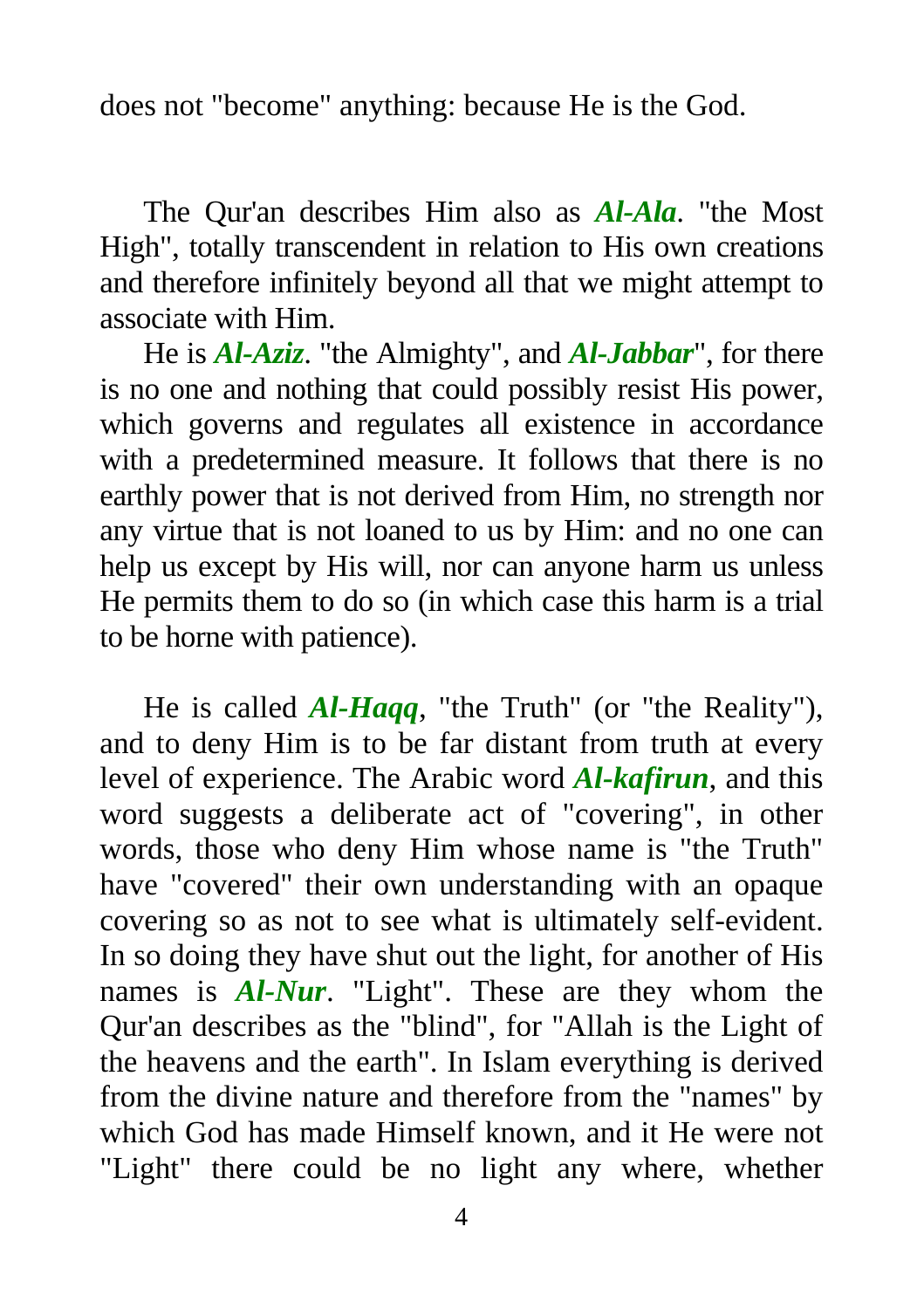does not "become" anything: because He is the God.

The Qur'an describes Him also as ***Al-Ala***. "the Most High", totally transcendent in relation to His own creations and therefore infinitely beyond all that we might attempt to associate with Him.

He is ***Al-Aziz***. "the Almighty", and ***Al-Jabbar***", for there is no one and nothing that could possibly resist His power, which governs and regulates all existence in accordance with a predetermined measure. It follows that there is no earthly power that is not derived from Him, no strength nor any virtue that is not loaned to us by Him: and no one can help us except by His will, nor can anyone harm us unless He permits them to do so (in which case this harm is a trial to be horne with patience).

He is called ***Al-Haqq***, "the Truth" (or "the Reality"), and to deny Him is to be far distant from truth at every level of experience. The Arabic word ***Al-kafirun***, and this word suggests a deliberate act of "covering", in other words, those who deny Him whose name is "the Truth" have "covered" their own understanding with an opaque covering so as not to see what is ultimately self-evident. In so doing they have shut out the light, for another of His names is ***Al-Nur***. "Light". These are they whom the Qur'an describes as the "blind", for "Allah is the Light of the heavens and the earth". In Islam everything is derived from the divine nature and therefore from the "names" by which God has made Himself known, and it He were not "Light" there could be no light any where, whether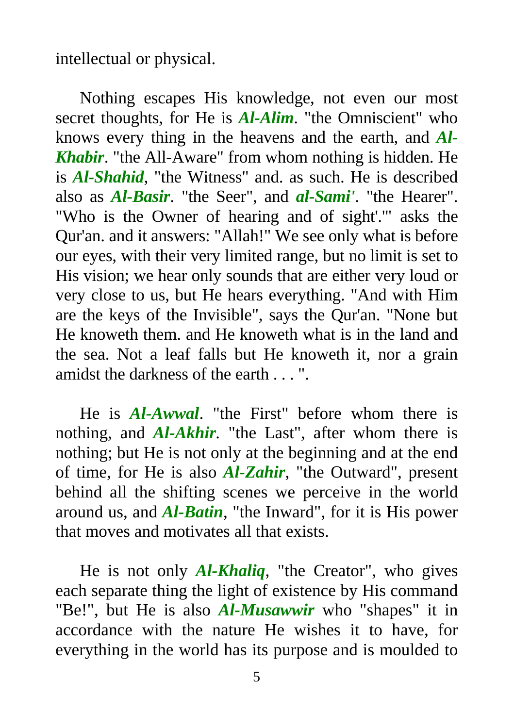intellectual or physical.

Nothing escapes His knowledge, not even our most secret thoughts, for He is ***Al-Alim***. "the Omniscient" who knows every thing in the heavens and the earth, and ***Al-Khabir***. "the All-Aware" from whom nothing is hidden. He is ***Al-Shahid***, "the Witness" and. as such. He is described also as ***Al-Basir***. "the Seer", and ***al-Sami'***. "the Hearer". "Who is the Owner of hearing and of sight'.'" asks the Qur'an. and it answers: "Allah!" We see only what is before our eyes, with their very limited range, but no limit is set to His vision; we hear only sounds that are either very loud or very close to us, but He hears everything. "And with Him are the keys of the Invisible", says the Qur'an. "None but He knoweth them. and He knoweth what is in the land and the sea. Not a leaf falls but He knoweth it, nor a grain amidst the darkness of the earth . . . ".

He is ***Al-Awwal***. "the First" before whom there is nothing, and ***Al-Akhir***. "the Last", after whom there is nothing; but He is not only at the beginning and at the end of time, for He is also ***Al-Zahir***, "the Outward", present behind all the shifting scenes we perceive in the world around us, and ***Al-Batin***, "the Inward", for it is His power that moves and motivates all that exists.

He is not only ***Al-Khaliq***, "the Creator", who gives each separate thing the light of existence by His command "Be!", but He is also ***Al-Musawwir*** who "shapes" it in accordance with the nature He wishes it to have, for everything in the world has its purpose and is moulded to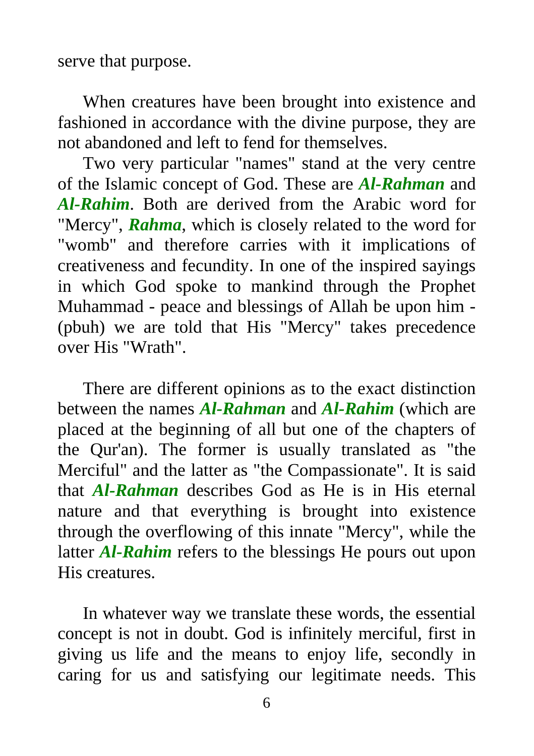serve that purpose.

When creatures have been brought into existence and fashioned in accordance with the divine purpose, they are not abandoned and left to fend for themselves.

Two very particular "names" stand at the very centre of the Islamic concept of God. These are ***Al-Rahman*** and ***Al-Rahim***. Both are derived from the Arabic word for "Mercy", ***Rahma***, which is closely related to the word for "womb" and therefore carries with it implications of creativeness and fecundity. In one of the inspired sayings in which God spoke to mankind through the Prophet Muhammad - peace and blessings of Allah be upon him - (pbuh) we are told that His "Mercy" takes precedence over His "Wrath".

There are different opinions as to the exact distinction between the names ***Al-Rahman*** and ***Al-Rahim*** (which are placed at the beginning of all but one of the chapters of the Qur'an). The former is usually translated as "the Merciful" and the latter as "the Compassionate". It is said that ***Al-Rahman*** describes God as He is in His eternal nature and that everything is brought into existence through the overflowing of this innate "Mercy", while the latter ***Al-Rahim*** refers to the blessings He pours out upon His creatures.

In whatever way we translate these words, the essential concept is not in doubt. God is infinitely merciful, first in giving us life and the means to enjoy life, secondly in caring for us and satisfying our legitimate needs. This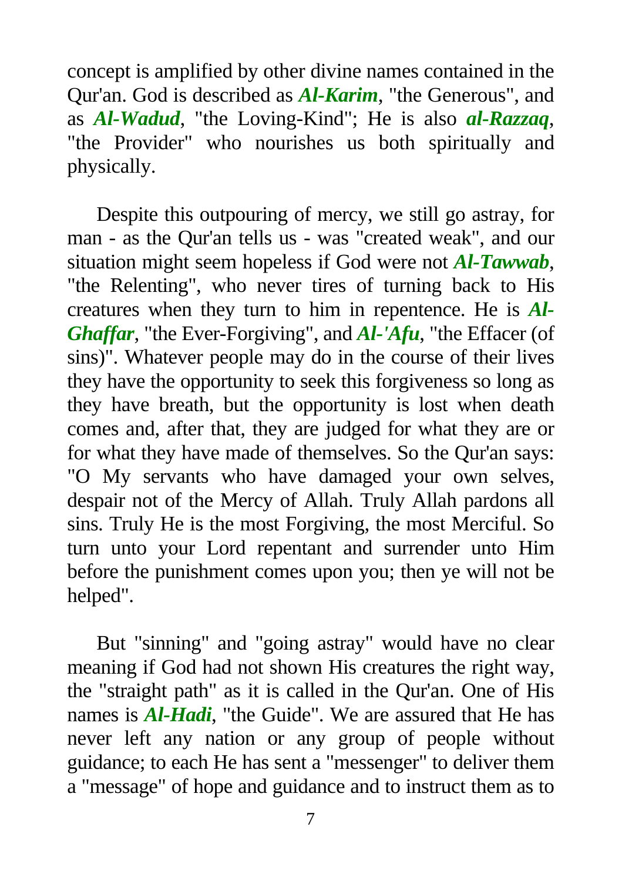concept is amplified by other divine names contained in the Qur'an. God is described as ***Al-Karim***, "the Generous", and as ***Al-Wadud***, "the Loving-Kind"; He is also ***al-Razzaq***, "the Provider" who nourishes us both spiritually and physically.

Despite this outpouring of mercy, we still go astray, for man - as the Qur'an tells us - was "created weak", and our situation might seem hopeless if God were not ***Al-Tawwab***, "the Relenting", who never tires of turning back to His creatures when they turn to him in repentence. He is ***Al-Ghaffar***, "the Ever-Forgiving", and ***Al-'Afu***, "the Effacer (of sins)". Whatever people may do in the course of their lives they have the opportunity to seek this forgiveness so long as they have breath, but the opportunity is lost when death comes and, after that, they are judged for what they are or for what they have made of themselves. So the Qur'an says: "O My servants who have damaged your own selves, despair not of the Mercy of Allah. Truly Allah pardons all sins. Truly He is the most Forgiving, the most Merciful. So turn unto your Lord repentant and surrender unto Him before the punishment comes upon you; then ye will not be helped".

But "sinning" and "going astray" would have no clear meaning if God had not shown His creatures the right way, the "straight path" as it is called in the Qur'an. One of His names is ***Al-Hadi***, "the Guide". We are assured that He has never left any nation or any group of people without guidance; to each He has sent a "messenger" to deliver them a "message" of hope and guidance and to instruct them as to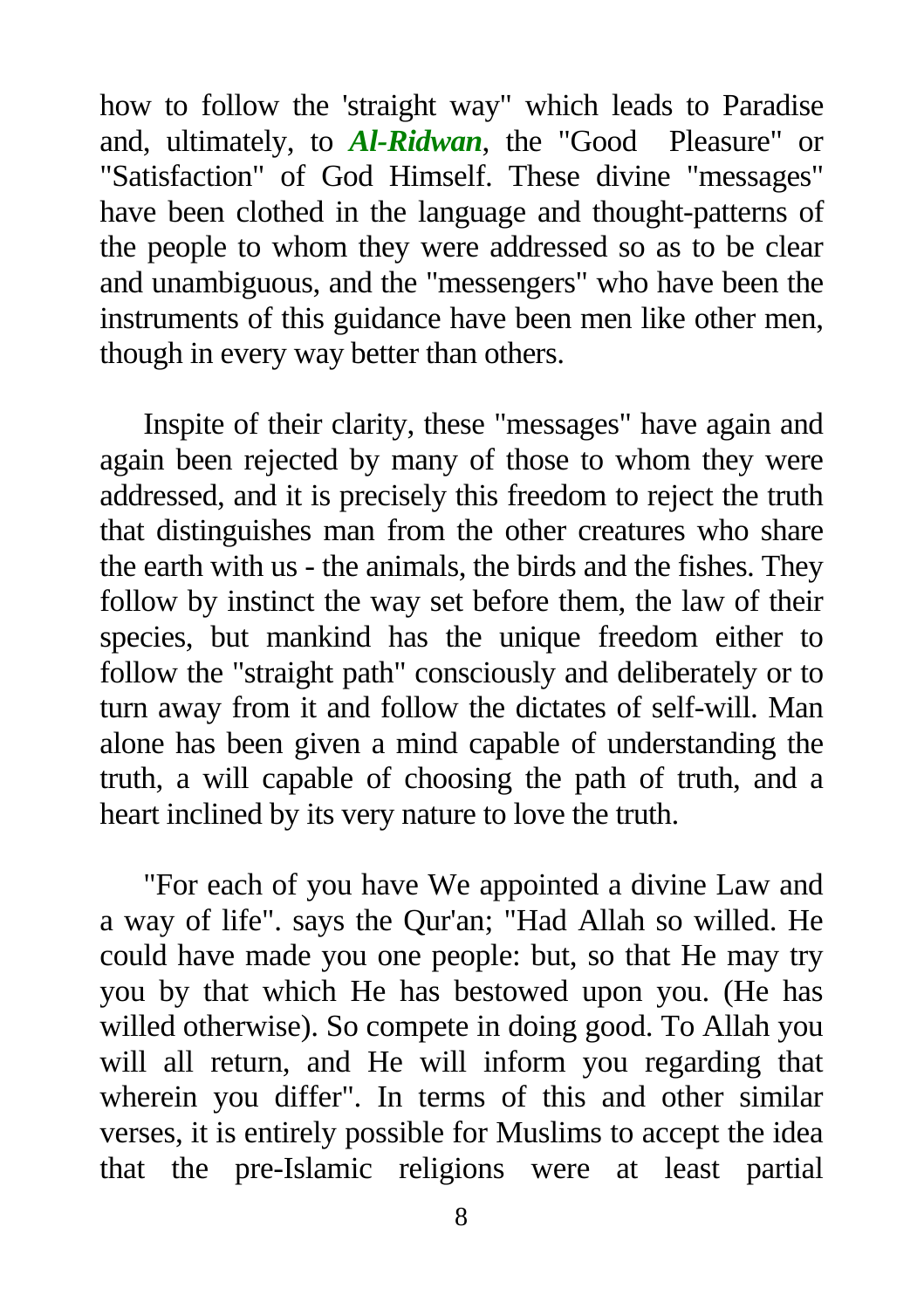how to follow the 'straight way" which leads to Paradise and, ultimately, to ***Al-Ridwan***, the "Good Pleasure" or "Satisfaction" of God Himself. These divine "messages" have been clothed in the language and thought-patterns of the people to whom they were addressed so as to be clear and unambiguous, and the "messengers" who have been the instruments of this guidance have been men like other men, though in every way better than others.

Inspite of their clarity, these "messages" have again and again been rejected by many of those to whom they were addressed, and it is precisely this freedom to reject the truth that distinguishes man from the other creatures who share the earth with us - the animals, the birds and the fishes. They follow by instinct the way set before them, the law of their species, but mankind has the unique freedom either to follow the "straight path" consciously and deliberately or to turn away from it and follow the dictates of self-will. Man alone has been given a mind capable of understanding the truth, a will capable of choosing the path of truth, and a heart inclined by its very nature to love the truth.

"For each of you have We appointed a divine Law and a way of life". says the Qur'an; "Had Allah so willed. He could have made you one people: but, so that He may try you by that which He has bestowed upon you. (He has willed otherwise). So compete in doing good. To Allah you will all return, and He will inform you regarding that wherein you differ". In terms of this and other similar verses, it is entirely possible for Muslims to accept the idea that the pre-Islamic religions were at least partial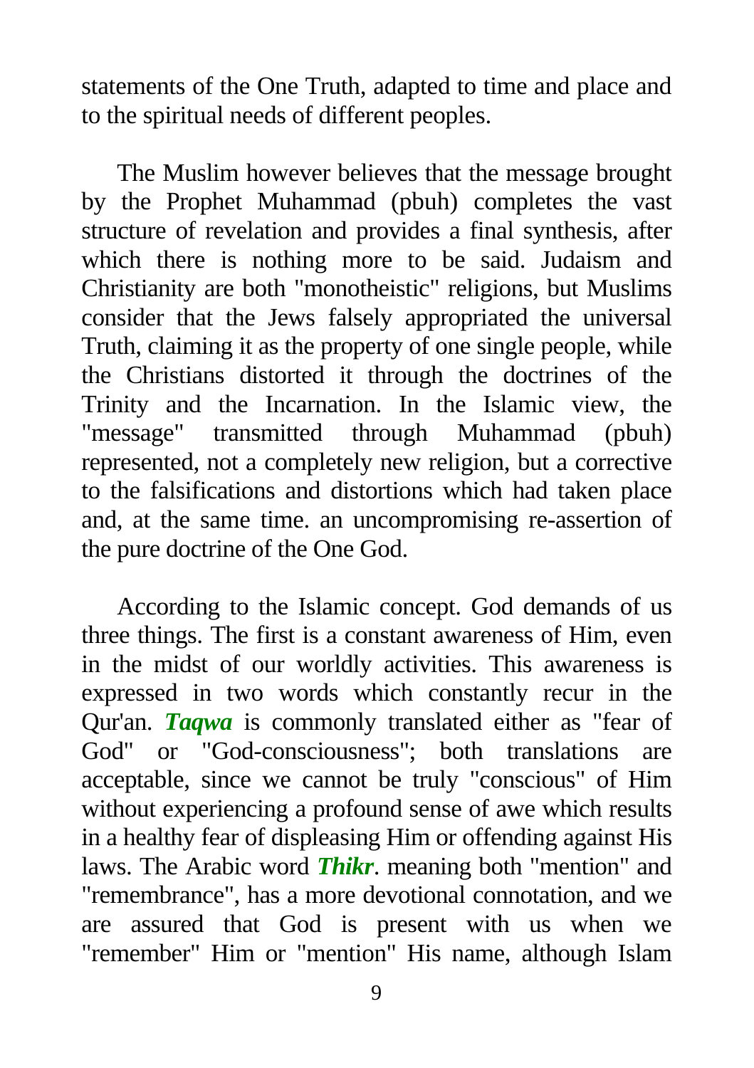statements of the One Truth, adapted to time and place and to the spiritual needs of different peoples.

The Muslim however believes that the message brought by the Prophet Muhammad (pbuh) completes the vast structure of revelation and provides a final synthesis, after which there is nothing more to be said. Judaism and Christianity are both "monotheistic" religions, but Muslims consider that the Jews falsely appropriated the universal Truth, claiming it as the property of one single people, while the Christians distorted it through the doctrines of the Trinity and the Incarnation. In the Islamic view, the "message" transmitted through Muhammad (pbuh) represented, not a completely new religion, but a corrective to the falsifications and distortions which had taken place and, at the same time. an uncompromising re-assertion of the pure doctrine of the One God.

According to the Islamic concept. God demands of us three things. The first is a constant awareness of Him, even in the midst of our worldly activities. This awareness is expressed in two words which constantly recur in the Qur'an. ***Taqwa*** is commonly translated either as "fear of God" or "God-consciousness"; both translations are acceptable, since we cannot be truly "conscious" of Him without experiencing a profound sense of awe which results in a healthy fear of displeasing Him or offending against His laws. The Arabic word ***Thikr***. meaning both "mention" and "remembrance", has a more devotional connotation, and we are assured that God is present with us when we "remember" Him or "mention" His name, although Islam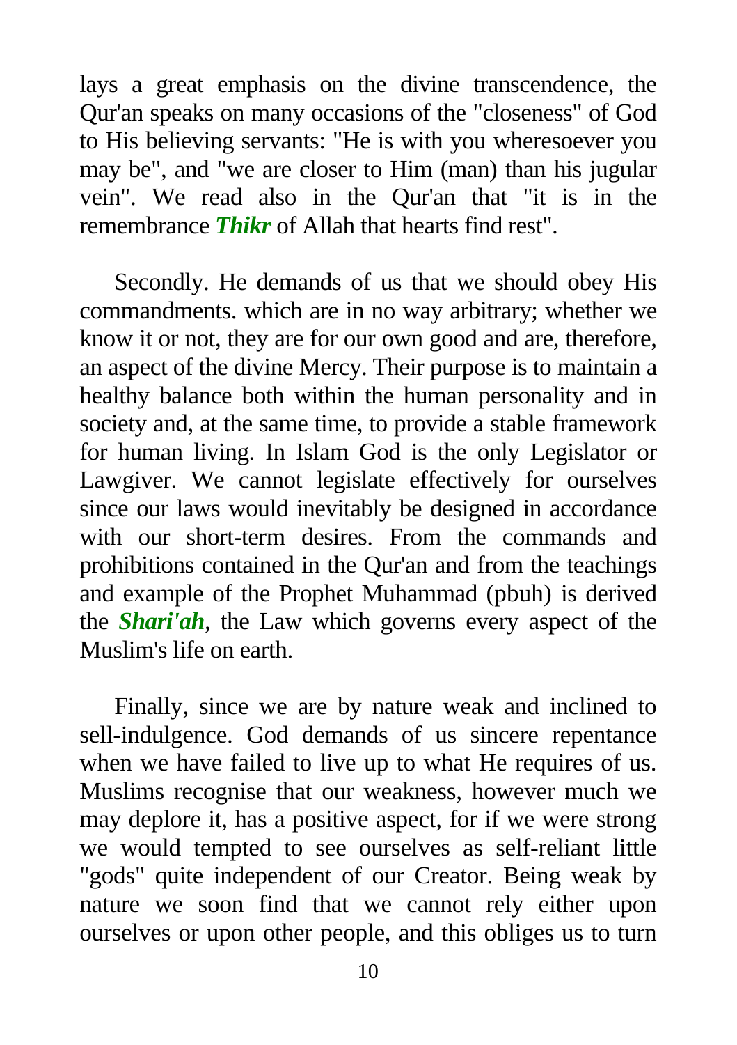lays a great emphasis on the divine transcendence, the Qur'an speaks on many occasions of the "closeness" of God to His believing servants: "He is with you wheresoever you may be", and "we are closer to Him (man) than his jugular vein". We read also in the Qur'an that "it is in the remembrance ***Thikr*** of Allah that hearts find rest".

Secondly. He demands of us that we should obey His commandments. which are in no way arbitrary; whether we know it or not, they are for our own good and are, therefore, an aspect of the divine Mercy. Their purpose is to maintain a healthy balance both within the human personality and in society and, at the same time, to provide a stable framework for human living. In Islam God is the only Legislator or Lawgiver. We cannot legislate effectively for ourselves since our laws would inevitably be designed in accordance with our short-term desires. From the commands and prohibitions contained in the Qur'an and from the teachings and example of the Prophet Muhammad (pbuh) is derived the ***Shari'ah***, the Law which governs every aspect of the Muslim's life on earth.

Finally, since we are by nature weak and inclined to sell-indulgence. God demands of us sincere repentance when we have failed to live up to what He requires of us. Muslims recognise that our weakness, however much we may deplore it, has a positive aspect, for if we were strong we would tempted to see ourselves as self-reliant little "gods" quite independent of our Creator. Being weak by nature we soon find that we cannot rely either upon ourselves or upon other people, and this obliges us to turn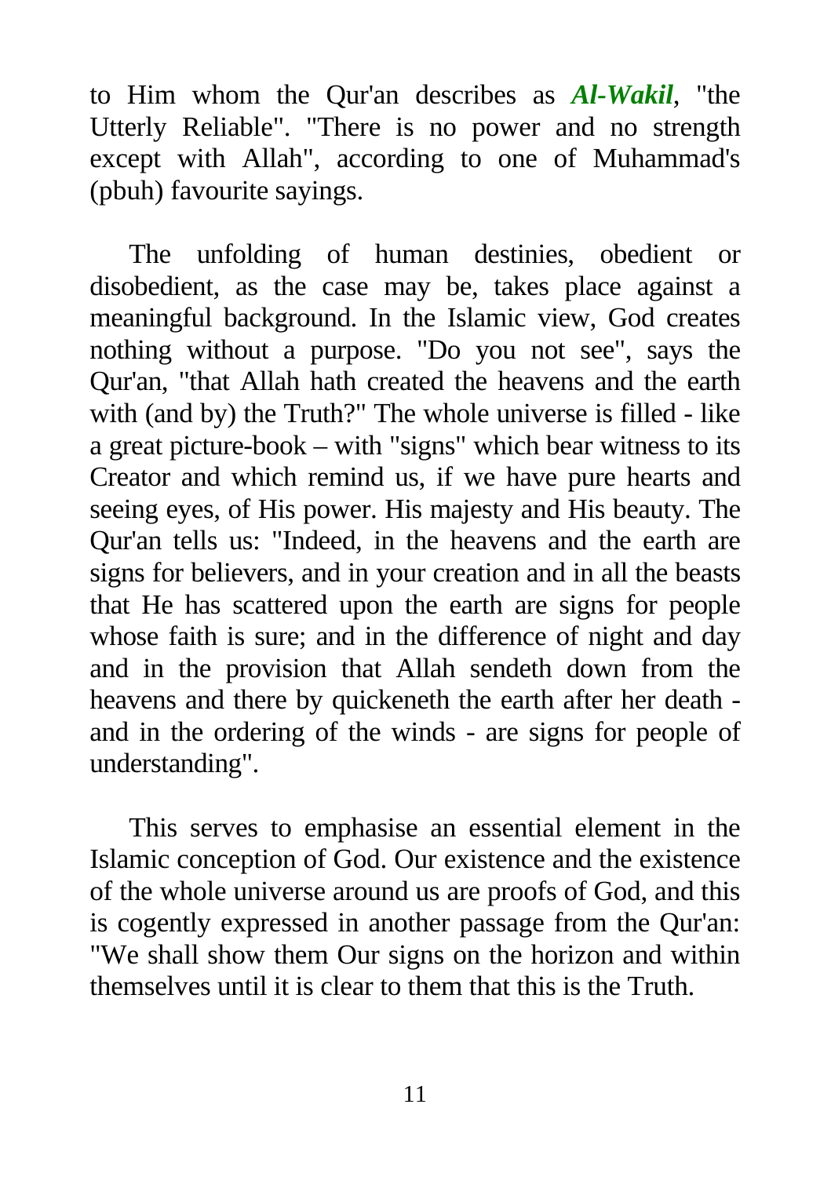to Him whom the Qur'an describes as ***Al-Wakil***, "the Utterly Reliable". "There is no power and no strength except with Allah", according to one of Muhammad's (pbuh) favourite sayings.

The unfolding of human destinies, obedient or disobedient, as the case may be, takes place against a meaningful background. In the Islamic view, God creates nothing without a purpose. "Do you not see", says the Qur'an, "that Allah hath created the heavens and the earth with (and by) the Truth?" The whole universe is filled - like a great picture-book – with "signs" which bear witness to its Creator and which remind us, if we have pure hearts and seeing eyes, of His power. His majesty and His beauty. The Qur'an tells us: "Indeed, in the heavens and the earth are signs for believers, and in your creation and in all the beasts that He has scattered upon the earth are signs for people whose faith is sure; and in the difference of night and day and in the provision that Allah sendeth down from the heavens and there by quickeneth the earth after her death - and in the ordering of the winds - are signs for people of understanding".

This serves to emphasise an essential element in the Islamic conception of God. Our existence and the existence of the whole universe around us are proofs of God, and this is cogently expressed in another passage from the Qur'an: "We shall show them Our signs on the horizon and within themselves until it is clear to them that this is the Truth.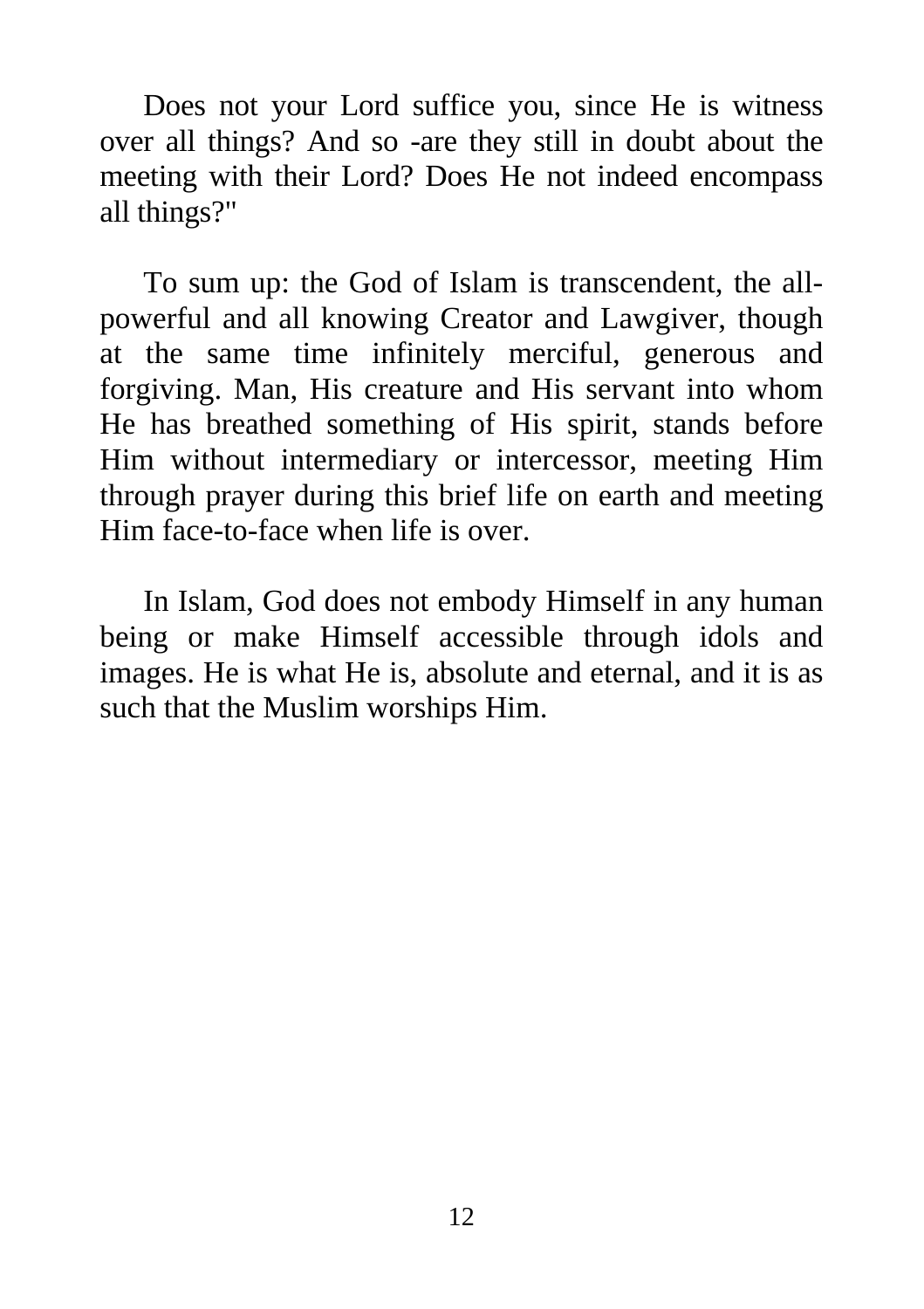Does not your Lord suffice you, since He is witness over all things? And so -are they still in doubt about the meeting with their Lord? Does He not indeed encompass all things?"

To sum up: the God of Islam is transcendent, the all-powerful and all knowing Creator and Lawgiver, though at the same time infinitely merciful, generous and forgiving. Man, His creature and His servant into whom He has breathed something of His spirit, stands before Him without intermediary or intercessor, meeting Him through prayer during this brief life on earth and meeting Him face-to-face when life is over.

In Islam, God does not embody Himself in any human being or make Himself accessible through idols and images. He is what He is, absolute and eternal, and it is as such that the Muslim worships Him.